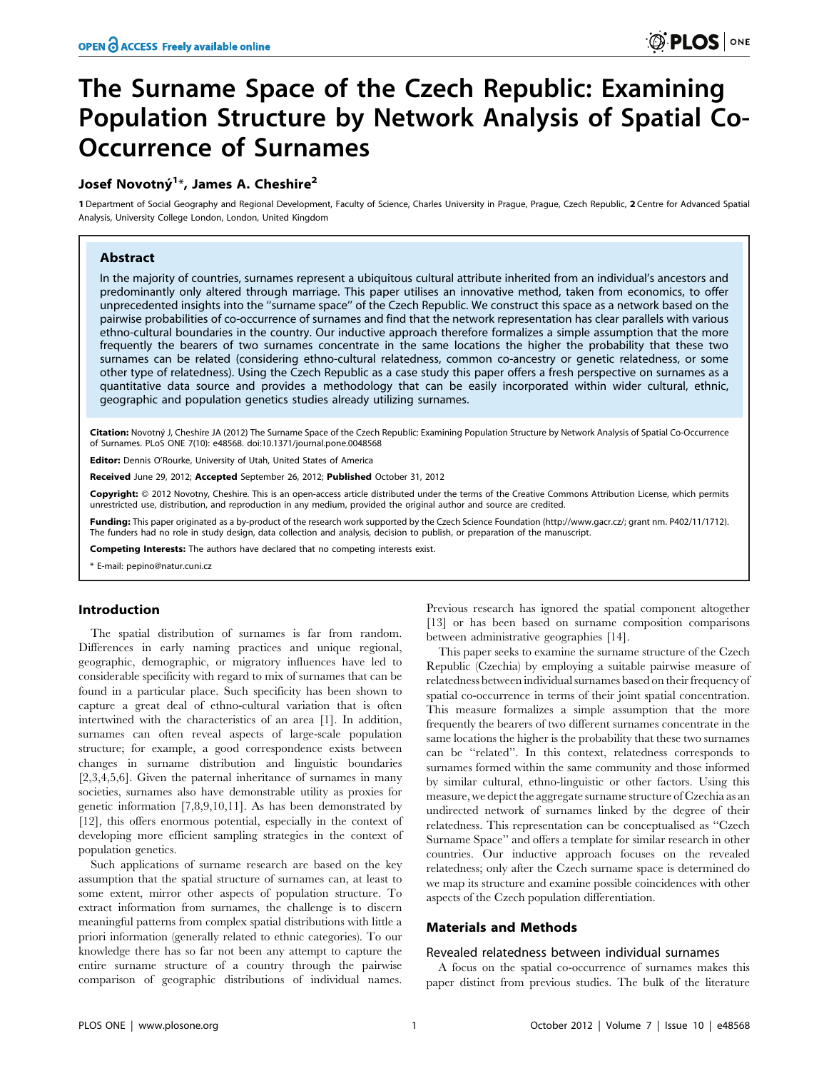# The Surname Space of the Czech Republic: Examining Population Structure by Network Analysis of Spatial Co-Occurrence of Surnames

**Josef Novotný[1]*, James A. Cheshire[2]**

1 Department of Social Geography and Regional Development, Faculty of Science, Charles University in Prague, Prague, Czech Republic, 2 Centre for Advanced Spatial Analysis, University College London, London, United Kingdom

## Abstract

In the majority of countries, surnames represent a ubiquitous cultural attribute inherited from an individual's ancestors and predominantly only altered through marriage. This paper utilises an innovative method, taken from economics, to offer unprecedented insights into the "surname space" of the Czech Republic. We construct this space as a network based on the pairwise probabilities of co-occurrence of surnames and find that the network representation has clear parallels with various ethno-cultural boundaries in the country. Our inductive approach therefore formalizes a simple assumption that the more frequently the bearers of two surnames concentrate in the same locations the higher the probability that these two surnames can be related (considering ethno-cultural relatedness, common co-ancestry or genetic relatedness, or some other type of relatedness). Using the Czech Republic as a case study this paper offers a fresh perspective on surnames as a quantitative data source and provides a methodology that can be easily incorporated within wider cultural, ethnic, geographic and population genetics studies already utilizing surnames.

**Citation:** Novotný J, Cheshire JA (2012) The Surname Space of the Czech Republic: Examining Population Structure by Network Analysis of Spatial Co-Occurrence of Surnames. PLoS ONE 7(10): e48568. doi:10.1371/journal.pone.0048568

**Editor:** Dennis O'Rourke, University of Utah, United States of America

**Received** June 29, 2012; **Accepted** September 26, 2012; **Published** October 31, 2012

**Copyright:** © 2012 Novotny, Cheshire. This is an open-access article distributed under the terms of the Creative Commons Attribution License, which permits unrestricted use, distribution, and reproduction in any medium, provided the original author and source are credited.

**Funding:** This paper originated as a by-product of the research work supported by the Czech Science Foundation (http://www.gacr.cz/; grant nm. P402/11/1712). The funders had no role in study design, data collection and analysis, decision to publish, or preparation of the manuscript.

**Competing Interests:** The authors have declared that no competing interests exist.

* E-mail: pepino@natur.cuni.cz

## Introduction

The spatial distribution of surnames is far from random. Differences in early naming practices and unique regional, geographic, demographic, or migratory influences have led to considerable specificity with regard to mix of surnames that can be found in a particular place. Such specificity has been shown to capture a great deal of ethno-cultural variation that is often intertwined with the characteristics of an area [1]. In addition, surnames can often reveal aspects of large-scale population structure; for example, a good correspondence exists between changes in surname distribution and linguistic boundaries [2,3,4,5,6]. Given the paternal inheritance of surnames in many societies, surnames also have demonstrable utility as proxies for genetic information [7,8,9,10,11]. As has been demonstrated by [12], this offers enormous potential, especially in the context of developing more efficient sampling strategies in the context of population genetics.

Such applications of surname research are based on the key assumption that the spatial structure of surnames can, at least to some extent, mirror other aspects of population structure. To extract information from surnames, the challenge is to discern meaningful patterns from complex spatial distributions with little a priori information (generally related to ethnic categories). To our knowledge there has so far not been any attempt to capture the entire surname structure of a country through the pairwise comparison of geographic distributions of individual names. Previous research has ignored the spatial component altogether [13] or has been based on surname composition comparisons between administrative geographies [14].

This paper seeks to examine the surname structure of the Czech Republic (Czechia) by employing a suitable pairwise measure of relatedness between individual surnames based on their frequency of spatial co-occurrence in terms of their joint spatial concentration. This measure formalizes a simple assumption that the more frequently the bearers of two different surnames concentrate in the same locations the higher is the probability that these two surnames can be "related". In this context, relatedness corresponds to surnames formed within the same community and those informed by similar cultural, ethno-linguistic or other factors. Using this measure, we depict the aggregate surname structure of Czechia as an undirected network of surnames linked by the degree of their relatedness. This representation can be conceptualised as "Czech Surname Space" and offers a template for similar research in other countries. Our inductive approach focuses on the revealed relatedness; only after the Czech surname space is determined do we map its structure and examine possible coincidences with other aspects of the Czech population differentiation.

## Materials and Methods

### Revealed relatedness between individual surnames

A focus on the spatial co-occurrence of surnames makes this paper distinct from previous studies. The bulk of the literature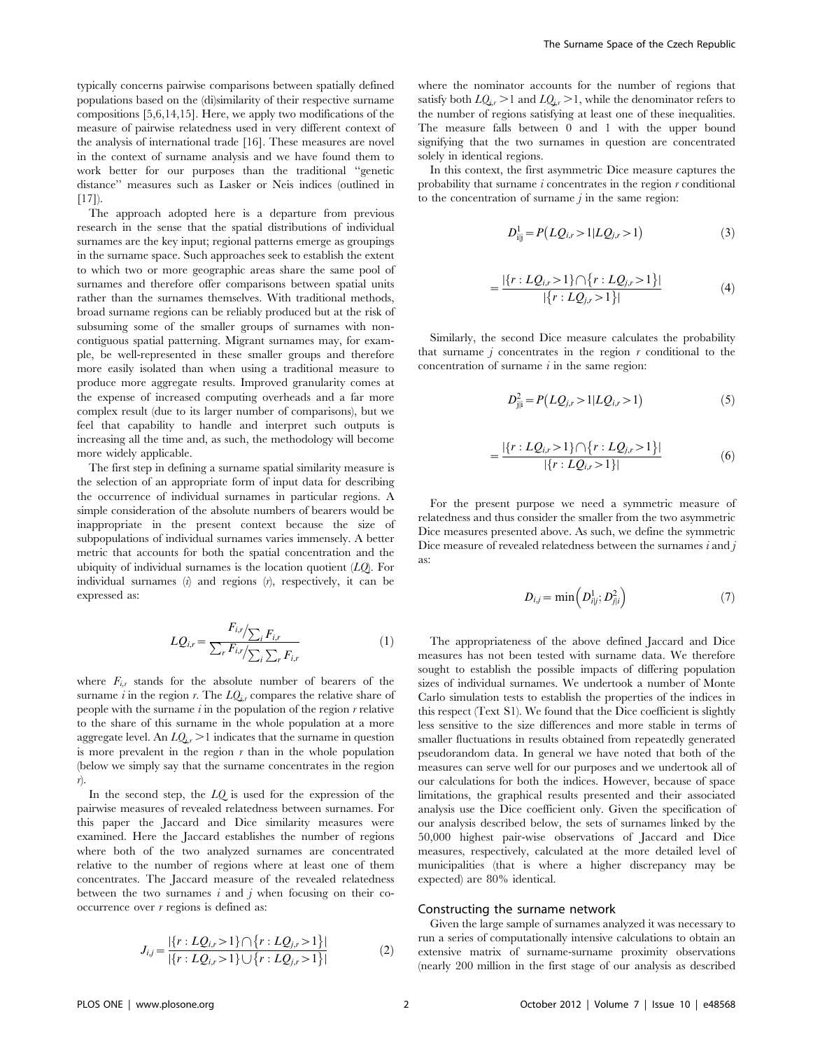typically concerns pairwise comparisons between spatially defined populations based on the (di)similarity of their respective surname compositions [5,6,14,15]. Here, we apply two modifications of the measure of pairwise relatedness used in very different context of the analysis of international trade [16]. These measures are novel in the context of surname analysis and we have found them to work better for our purposes than the traditional "genetic distance" measures such as Lasker or Neis indices (outlined in [17]).

The approach adopted here is a departure from previous research in the sense that the spatial distributions of individual surnames are the key input; regional patterns emerge as groupings in the surname space. Such approaches seek to establish the extent to which two or more geographic areas share the same pool of surnames and therefore offer comparisons between spatial units rather than the surnames themselves. With traditional methods, broad surname regions can be reliably produced but at the risk of subsuming some of the smaller groups of surnames with non-contiguous spatial patterning. Migrant surnames may, for example, be well-represented in these smaller groups and therefore more easily isolated than when using a traditional measure to produce more aggregate results. Improved granularity comes at the expense of increased computing overheads and a far more complex result (due to its larger number of comparisons), but we feel that capability to handle and interpret such outputs is increasing all the time and, as such, the methodology will become more widely applicable.

The first step in defining a surname spatial similarity measure is the selection of an appropriate form of input data for describing the occurrence of individual surnames in particular regions. A simple consideration of the absolute numbers of bearers would be inappropriate in the present context because the size of subpopulations of individual surnames varies immensely. A better metric that accounts for both the spatial concentration and the ubiquity of individual surnames is the location quotient ($LQ$). For individual surnames ($i$) and regions ($r$), respectively, it can be expressed as:

$$LQ_{i,r} = \frac{F_{i,r} / \sum_i F_{i,r}}{\sum_r F_{i,r} / \sum_i \sum_r F_{i,r}} \qquad (1)$$

where $F_{i,r}$ stands for the absolute number of bearers of the surname $i$ in the region $r$. The $LQ_{i,r}$ compares the relative share of people with the surname $i$ in the population of the region $r$ relative to the share of this surname in the whole population at a more aggregate level. An $LQ_{i,r} > 1$ indicates that the surname in question is more prevalent in the region $r$ than in the whole population (below we simply say that the surname concentrates in the region $r$).

In the second step, the $LQ$ is used for the expression of the pairwise measures of revealed relatedness between surnames. For this paper the Jaccard and Dice similarity measures were examined. Here the Jaccard establishes the number of regions where both of the two analyzed surnames are concentrated relative to the number of regions where at least one of them concentrates. The Jaccard measure of the revealed relatedness between the two surnames $i$ and $j$ when focusing on their co-occurrence over $r$ regions is defined as:

$$J_{i,j} = \frac{|\{r : LQ_{i,r} > 1\} \cap \{r : LQ_{j,r} > 1\}|}{|\{r : LQ_{i,r} > 1\} \cup \{r : LQ_{j,r} > 1\}|} \qquad (2)$$

where the nominator accounts for the number of regions that satisfy both $LQ_{i,r} > 1$ and $LQ_{j,r} > 1$, while the denominator refers to the number of regions satisfying at least one of these inequalities. The measure falls between 0 and 1 with the upper bound signifying that the two surnames in question are concentrated solely in identical regions.

In this context, the first asymmetric Dice measure captures the probability that surname $i$ concentrates in the region $r$ conditional to the concentration of surname $j$ in the same region:

$$D^1_{i|j} = P\left(LQ_{i,r} > 1 | LQ_{j,r} > 1\right) \qquad (3)$$

$$= \frac{|\{r : LQ_{i,r} > 1\} \cap \{r : LQ_{j,r} > 1\}|}{|\{r : LQ_{j,r} > 1\}|} \qquad (4)$$

Similarly, the second Dice measure calculates the probability that surname $j$ concentrates in the region $r$ conditional to the concentration of surname $i$ in the same region:

$$D^2_{j|i} = P\left(LQ_{j,r} > 1 | LQ_{i,r} > 1\right) \qquad (5)$$

$$= \frac{|\{r : LQ_{i,r} > 1\} \cap \{r : LQ_{j,r} > 1\}|}{|\{r : LQ_{i,r} > 1\}|} \qquad (6)$$

For the present purpose we need a symmetric measure of relatedness and thus consider the smaller from the two asymmetric Dice measures presented above. As such, we define the symmetric Dice measure of revealed relatedness between the surnames $i$ and $j$ as:

$$D_{i,j} = \min\left(D^1_{i|j}; D^2_{j|i}\right) \qquad (7)$$

The appropriateness of the above defined Jaccard and Dice measures has not been tested with surname data. We therefore sought to establish the possible impacts of differing population sizes of individual surnames. We undertook a number of Monte Carlo simulation tests to establish the properties of the indices in this respect (Text S1). We found that the Dice coefficient is slightly less sensitive to the size differences and more stable in terms of smaller fluctuations in results obtained from repeatedly generated pseudorandom data. In general we have noted that both of the measures can serve well for our purposes and we undertook all of our calculations for both the indices. However, because of space limitations, the graphical results presented and their associated analysis use the Dice coefficient only. Given the specification of our analysis described below, the sets of surnames linked by the 50,000 highest pair-wise observations of Jaccard and Dice measures, respectively, calculated at the more detailed level of municipalities (that is where a higher discrepancy may be expected) are 80% identical.

## Constructing the surname network

Given the large sample of surnames analyzed it was necessary to run a series of computationally intensive calculations to obtain an extensive matrix of surname-surname proximity observations (nearly 200 million in the first stage of our analysis as described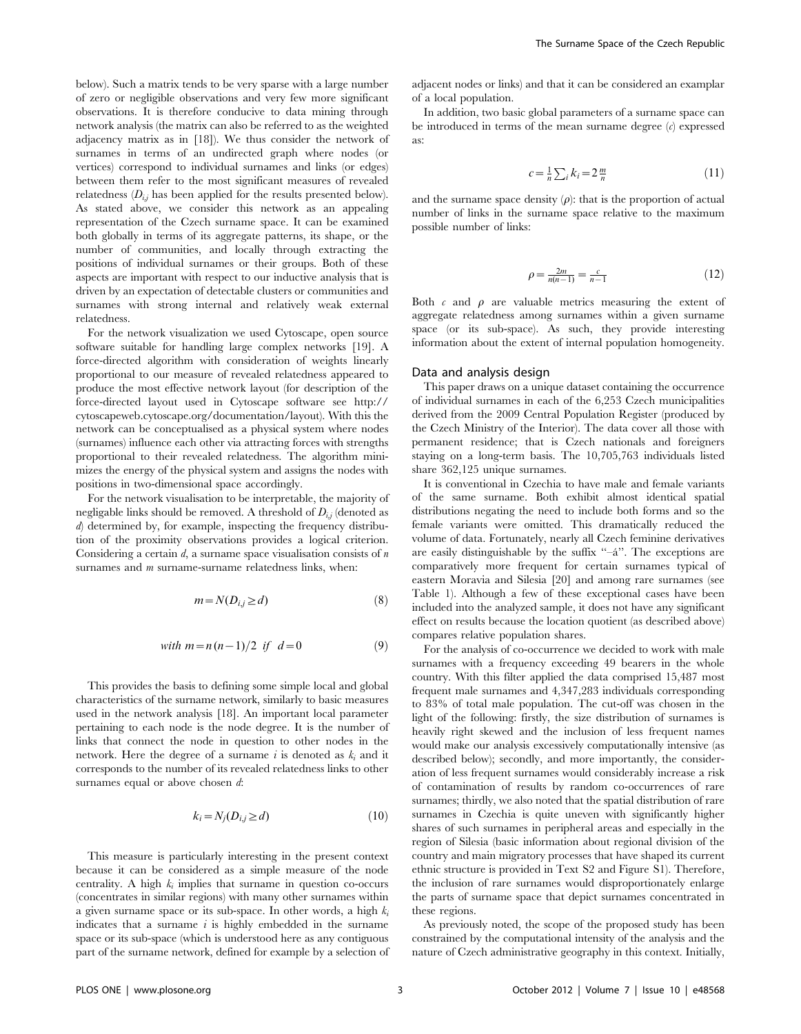below). Such a matrix tends to be very sparse with a large number of zero or negligible observations and very few more significant observations. It is therefore conducive to data mining through network analysis (the matrix can also be referred to as the weighted adjacency matrix as in [18]). We thus consider the network of surnames in terms of an undirected graph where nodes (or vertices) correspond to individual surnames and links (or edges) between them refer to the most significant measures of revealed relatedness ($D_{i,j}$ has been applied for the results presented below). As stated above, we consider this network as an appealing representation of the Czech surname space. It can be examined both globally in terms of its aggregate patterns, its shape, or the number of communities, and locally through extracting the positions of individual surnames or their groups. Both of these aspects are important with respect to our inductive analysis that is driven by an expectation of detectable clusters or communities and surnames with strong internal and relatively weak external relatedness.

For the network visualization we used Cytoscape, open source software suitable for handling large complex networks [19]. A force-directed algorithm with consideration of weights linearly proportional to our measure of revealed relatedness appeared to produce the most effective network layout (for description of the force-directed layout used in Cytoscape software see http://cytoscapeweb.cytoscape.org/documentation/layout). With this the network can be conceptualised as a physical system where nodes (surnames) influence each other via attracting forces with strengths proportional to their revealed relatedness. The algorithm minimizes the energy of the physical system and assigns the nodes with positions in two-dimensional space accordingly.

For the network visualisation to be interpretable, the majority of negligable links should be removed. A threshold of $D_{i,j}$ (denoted as $d$) determined by, for example, inspecting the frequency distribution of the proximity observations provides a logical criterion. Considering a certain $d$, a surname space visualisation consists of $n$ surnames and $m$ surname-surname relatedness links, when:

$$m = N(D_{i,j} \geq d) \tag{8}$$

$$with\ m = n(n-1)/2 \ \ if \ \ d = 0 \tag{9}$$

This provides the basis to defining some simple local and global characteristics of the surname network, similarly to basic measures used in the network analysis [18]. An important local parameter pertaining to each node is the node degree. It is the number of links that connect the node in question to other nodes in the network. Here the degree of a surname $i$ is denoted as $k_i$ and it corresponds to the number of its revealed relatedness links to other surnames equal or above chosen $d$:

$$k_i = N_j(D_{i,j} \geq d) \tag{10}$$

This measure is particularly interesting in the present context because it can be considered as a simple measure of the node centrality. A high $k_i$ implies that surname in question co-occurs (concentrates in similar regions) with many other surnames within a given surname space or its sub-space. In other words, a high $k_i$ indicates that a surname $i$ is highly embedded in the surname space or its sub-space (which is understood here as any contiguous part of the surname network, defined for example by a selection of adjacent nodes or links) and that it can be considered an examplar of a local population.

In addition, two basic global parameters of a surname space can be introduced in terms of the mean surname degree ($c$) expressed as:

$$c = \tfrac{1}{n}\sum_i k_i = 2\tfrac{m}{n} \tag{11}$$

and the surname space density ($\rho$): that is the proportion of actual number of links in the surname space relative to the maximum possible number of links:

$$\rho = \tfrac{2m}{n(n-1)} = \tfrac{c}{n-1} \tag{12}$$

Both $c$ and $\rho$ are valuable metrics measuring the extent of aggregate relatedness among surnames within a given surname space (or its sub-space). As such, they provide interesting information about the extent of internal population homogeneity.

## Data and analysis design

This paper draws on a unique dataset containing the occurrence of individual surnames in each of the 6,253 Czech municipalities derived from the 2009 Central Population Register (produced by the Czech Ministry of the Interior). The data cover all those with permanent residence; that is Czech nationals and foreigners staying on a long-term basis. The 10,705,763 individuals listed share 362,125 unique surnames.

It is conventional in Czechia to have male and female variants of the same surname. Both exhibit almost identical spatial distributions negating the need to include both forms and so the female variants were omitted. This dramatically reduced the volume of data. Fortunately, nearly all Czech feminine derivatives are easily distinguishable by the suffix "–á". The exceptions are comparatively more frequent for certain surnames typical of eastern Moravia and Silesia [20] and among rare surnames (see Table 1). Although a few of these exceptional cases have been included into the analyzed sample, it does not have any significant effect on results because the location quotient (as described above) compares relative population shares.

For the analysis of co-occurrence we decided to work with male surnames with a frequency exceeding 49 bearers in the whole country. With this filter applied the data comprised 15,487 most frequent male surnames and 4,347,283 individuals corresponding to 83% of total male population. The cut-off was chosen in the light of the following: firstly, the size distribution of surnames is heavily right skewed and the inclusion of less frequent names would make our analysis excessively computationally intensive (as described below); secondly, and more importantly, the consideration of less frequent surnames would considerably increase a risk of contamination of results by random co-occurrences of rare surnames; thirdly, we also noted that the spatial distribution of rare surnames in Czechia is quite uneven with significantly higher shares of such surnames in peripheral areas and especially in the region of Silesia (basic information about regional division of the country and main migratory processes that have shaped its current ethnic structure is provided in Text S2 and Figure S1). Therefore, the inclusion of rare surnames would disproportionately enlarge the parts of surname space that depict surnames concentrated in these regions.

As previously noted, the scope of the proposed study has been constrained by the computational intensity of the analysis and the nature of Czech administrative geography in this context. Initially,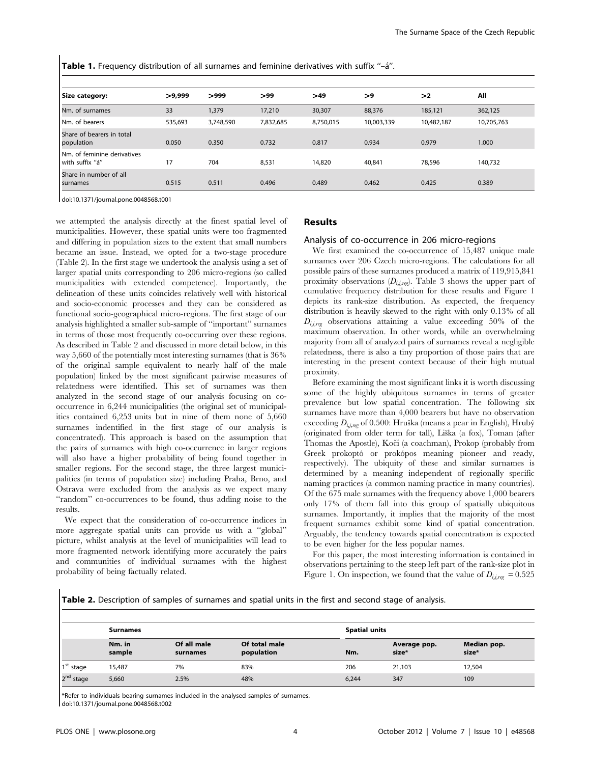**Table 1.** Frequency distribution of all surnames and feminine derivatives with suffix "–á".

| Size category: | >9,999 | >999 | >99 | >49 | >9 | >2 | All |
|---|---|---|---|---|---|---|---|
| Nm. of surnames | 33 | 1,379 | 17,210 | 30,307 | 88,376 | 185,121 | 362,125 |
| Nm. of bearers | 535,693 | 3,748,590 | 7,832,685 | 8,750,015 | 10,003,339 | 10,482,187 | 10,705,763 |
| Share of bearers in total population | 0.050 | 0.350 | 0.732 | 0.817 | 0.934 | 0.979 | 1.000 |
| Nm. of feminine derivatives with suffix "á" | 17 | 704 | 8,531 | 14,820 | 40,841 | 78,596 | 140,732 |
| Share in number of all surnames | 0.515 | 0.511 | 0.496 | 0.489 | 0.462 | 0.425 | 0.389 |

doi:10.1371/journal.pone.0048568.t001

we attempted the analysis directly at the finest spatial level of municipalities. However, these spatial units were too fragmented and differing in population sizes to the extent that small numbers became an issue. Instead, we opted for a two-stage procedure (Table 2). In the first stage we undertook the analysis using a set of larger spatial units corresponding to 206 micro-regions (so called municipalities with extended competence). Importantly, the delineation of these units coincides relatively well with historical and socio-economic processes and they can be considered as functional socio-geographical micro-regions. The first stage of our analysis highlighted a smaller sub-sample of "important" surnames in terms of those most frequently co-occurring over these regions. As described in Table 2 and discussed in more detail below, in this way 5,660 of the potentially most interesting surnames (that is 36% of the original sample equivalent to nearly half of the male population) linked by the most significant pairwise measures of relatedness were identified. This set of surnames was then analyzed in the second stage of our analysis focusing on co-occurrence in 6,244 municipalities (the original set of municipalities contained 6,253 units but in nine of them none of 5,660 surnames indentified in the first stage of our analysis is concentrated). This approach is based on the assumption that the pairs of surnames with high co-occurrence in larger regions will also have a higher probability of being found together in smaller regions. For the second stage, the three largest municipalities (in terms of population size) including Praha, Brno, and Ostrava were excluded from the analysis as we expect many "random" co-occurrences to be found, thus adding noise to the results.

We expect that the consideration of co-occurrence indices in more aggregate spatial units can provide us with a "global" picture, whilst analysis at the level of municipalities will lead to more fragmented network identifying more accurately the pairs and communities of individual surnames with the highest probability of being factually related.

## Results

### Analysis of co-occurrence in 206 micro-regions

We first examined the co-occurrence of 15,487 unique male surnames over 206 Czech micro-regions. The calculations for all possible pairs of these surnames produced a matrix of 119,915,841 proximity observations ($D_{i,j,reg}$). Table 3 shows the upper part of cumulative frequency distribution for these results and Figure 1 depicts its rank-size distribution. As expected, the frequency distribution is heavily skewed to the right with only 0.13% of all $D_{i,j,reg}$ observations attaining a value exceeding 50% of the maximum observation. In other words, while an overwhelming majority from all of analyzed pairs of surnames reveal a negligible relatedness, there is also a tiny proportion of those pairs that are interesting in the present context because of their high mutual proximity.

Before examining the most significant links it is worth discussing some of the highly ubiquitous surnames in terms of greater prevalence but low spatial concentration. The following six surnames have more than 4,000 bearers but have no observation exceeding $D_{i,j,reg}$ of 0.500: Hruška (means a pear in English), Hrubý (originated from older term for tall), Liška (a fox), Toman (after Thomas the Apostle), Kočí (a coachman), Prokop (probably from Greek prokoptó or prokópos meaning pioneer and ready, respectively). The ubiquity of these and similar surnames is determined by a meaning independent of regionally specific naming practices (a common naming practice in many countries). Of the 675 male surnames with the frequency above 1,000 bearers only 17% of them fall into this group of spatially ubiquitous surnames. Importantly, it implies that the majority of the most frequent surnames exhibit some kind of spatial concentration. Arguably, the tendency towards spatial concentration is expected to be even higher for the less popular names.

For this paper, the most interesting information is contained in observations pertaining to the steep left part of the rank-size plot in Figure 1. On inspection, we found that the value of $D_{i,j,reg} = 0.525$

**Table 2.** Description of samples of surnames and spatial units in the first and second stage of analysis.

| | Surnames | | | Spatial units | | |
|---|---|---|---|---|---|---|
| | Nm. in sample | Of all male surnames | Of total male population | Nm. | Average pop. size* | Median pop. size* |
| 1st stage | 15,487 | 7% | 83% | 206 | 21,103 | 12,504 |
| 2nd stage | 5,660 | 2.5% | 48% | 6,244 | 347 | 109 |

*Refer to individuals bearing surnames included in the analysed samples of surnames.
doi:10.1371/journal.pone.0048568.t002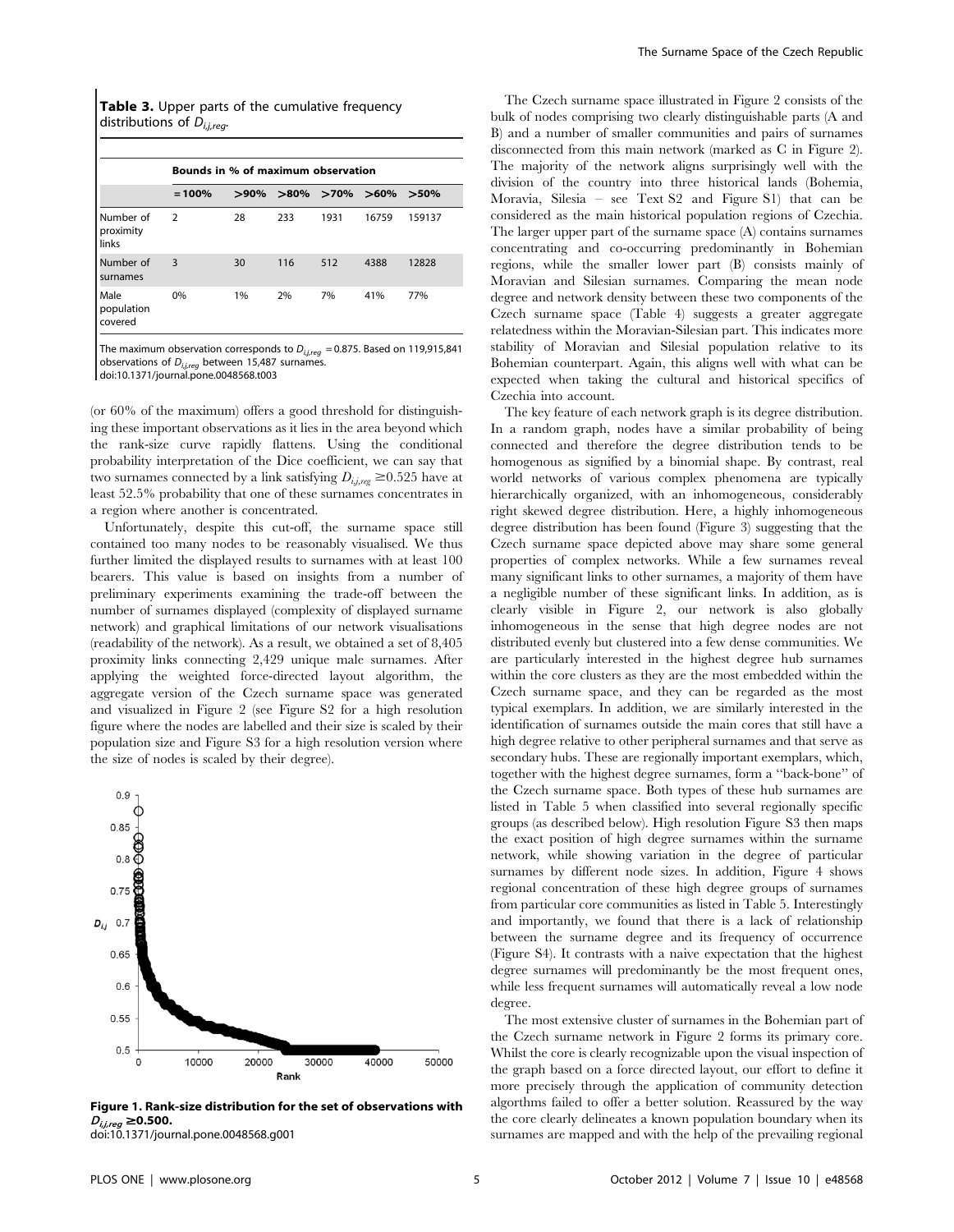**Table 3.** Upper parts of the cumulative frequency distributions of $D_{i,j,reg}$.

| | Bounds in % of maximum observation | | | | | |
|---|---|---|---|---|---|---|
| | = 100% | >90% | >80% | >70% | >60% | >50% |
| Number of proximity links | 2 | 28 | 233 | 1931 | 16759 | 159137 |
| Number of surnames | 3 | 30 | 116 | 512 | 4388 | 12828 |
| Male population covered | 0% | 1% | 2% | 7% | 41% | 77% |

The maximum observation corresponds to $D_{i,j,reg}$ = 0.875. Based on 119,915,841 observations of $D_{i,j,reg}$ between 15,487 surnames.
doi:10.1371/journal.pone.0048568.t003

(or 60% of the maximum) offers a good threshold for distinguishing these important observations as it lies in the area beyond which the rank-size curve rapidly flattens. Using the conditional probability interpretation of the Dice coefficient, we can say that two surnames connected by a link satisfying $D_{i,j,reg} \geq 0.525$ have at least 52.5% probability that one of these surnames concentrates in a region where another is concentrated.

Unfortunately, despite this cut-off, the surname space still contained too many nodes to be reasonably visualised. We thus further limited the displayed results to surnames with at least 100 bearers. This value is based on insights from a number of preliminary experiments examining the trade-off between the number of surnames displayed (complexity of displayed surname network) and graphical limitations of our network visualisations (readability of the network). As a result, we obtained a set of 8,405 proximity links connecting 2,429 unique male surnames. After applying the weighted force-directed layout algorithm, the aggregate version of the Czech surname space was generated and visualized in Figure 2 (see Figure S2 for a high resolution figure where the nodes are labelled and their size is scaled by their population size and Figure S3 for a high resolution version where the size of nodes is scaled by their degree).

**Figure 1. Rank-size distribution for the set of observations with $D_{i,j,reg} \geq 0.500$.**
doi:10.1371/journal.pone.0048568.g001

The Czech surname space illustrated in Figure 2 consists of the bulk of nodes comprising two clearly distinguishable parts (A and B) and a number of smaller communities and pairs of surnames disconnected from this main network (marked as C in Figure 2). The majority of the network aligns surprisingly well with the division of the country into three historical lands (Bohemia, Moravia, Silesia – see Text S2 and Figure S1) that can be considered as the main historical population regions of Czechia. The larger upper part of the surname space (A) contains surnames concentrating and co-occurring predominantly in Bohemian regions, while the smaller lower part (B) consists mainly of Moravian and Silesian surnames. Comparing the mean node degree and network density between these two components of the Czech surname space (Table 4) suggests a greater aggregate relatedness within the Moravian-Silesian part. This indicates more stability of Moravian and Silesial population relative to its Bohemian counterpart. Again, this aligns well with what can be expected when taking the cultural and historical specifics of Czechia into account.

The key feature of each network graph is its degree distribution. In a random graph, nodes have a similar probability of being connected and therefore the degree distribution tends to be homogenous as signified by a binomial shape. By contrast, real world networks of various complex phenomena are typically hierarchically organized, with an inhomogeneous, considerably right skewed degree distribution. Here, a highly inhomogeneous degree distribution has been found (Figure 3) suggesting that the Czech surname space depicted above may share some general properties of complex networks. While a few surnames reveal many significant links to other surnames, a majority of them have a negligible number of these significant links. In addition, as is clearly visible in Figure 2, our network is also globally inhomogeneous in the sense that high degree nodes are not distributed evenly but clustered into a few dense communities. We are particularly interested in the highest degree hub surnames within the core clusters as they are the most embedded within the Czech surname space, and they can be regarded as the most typical exemplars. In addition, we are similarly interested in the identification of surnames outside the main cores that still have a high degree relative to other peripheral surnames and that serve as secondary hubs. These are regionally important exemplars, which, together with the highest degree surnames, form a "back-bone" of the Czech surname space. Both types of these hub surnames are listed in Table 5 when classified into several regionally specific groups (as described below). High resolution Figure S3 then maps the exact position of high degree surnames within the surname network, while showing variation in the degree of particular surnames by different node sizes. In addition, Figure 4 shows regional concentration of these high degree groups of surnames from particular core communities as listed in Table 5. Interestingly and importantly, we found that there is a lack of relationship between the surname degree and its frequency of occurrence (Figure S4). It contrasts with a naive expectation that the highest degree surnames will predominantly be the most frequent ones, while less frequent surnames will automatically reveal a low node degree.

The most extensive cluster of surnames in the Bohemian part of the Czech surname network in Figure 2 forms its primary core. Whilst the core is clearly recognizable upon the visual inspection of the graph based on a force directed layout, our effort to define it more precisely through the application of community detection algorithms failed to offer a better solution. Reassured by the way the core clearly delineates a known population boundary when its surnames are mapped and with the help of the prevailing regional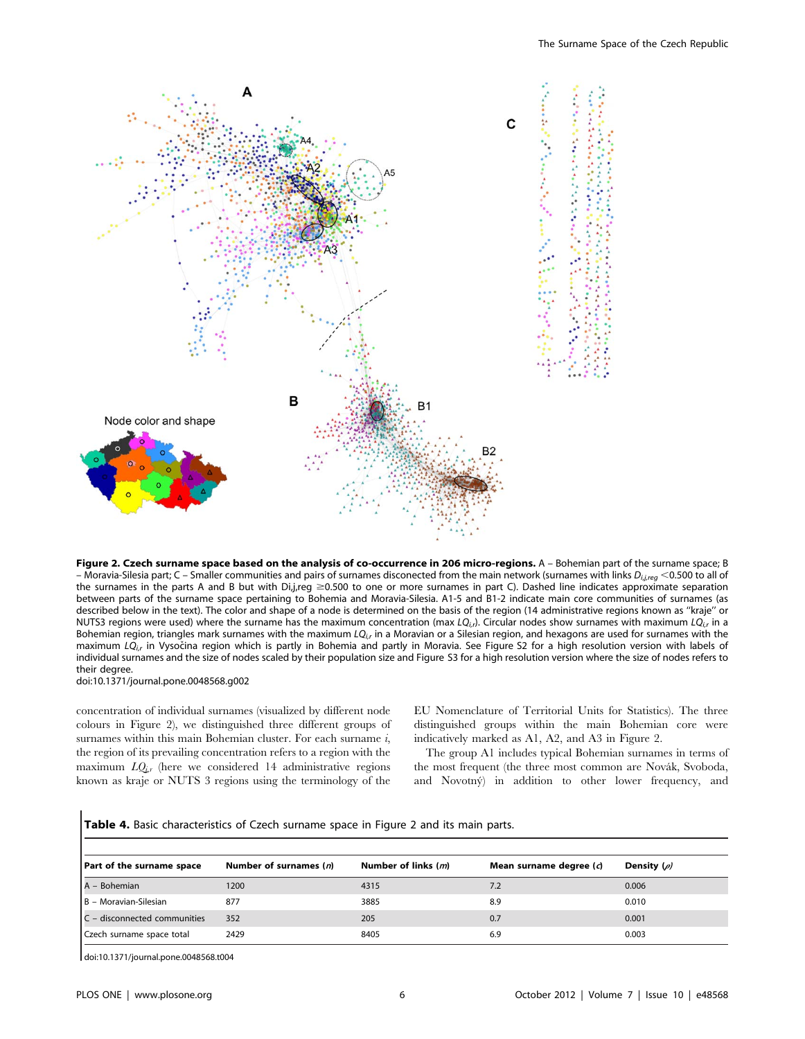**Figure 2. Czech surname space based on the analysis of co-occurrence in 206 micro-regions.** A – Bohemian part of the surname space; B – Moravia-Silesia part; C – Smaller communities and pairs of surnames disconected from the main network (surnames with links $D_{i,j,reg}$ <0.500 to all of the surnames in the parts A and B but with Di,j,reg ≥0.500 to one or more surnames in part C). Dashed line indicates approximate separation between parts of the surname space pertaining to Bohemia and Moravia-Silesia. A1-5 and B1-2 indicate main core communities of surnames (as described below in the text). The color and shape of a node is determined on the basis of the region (14 administrative regions known as "kraje" or NUTS3 regions were used) where the surname has the maximum concentration (max $LQ_{i,r}$). Circular nodes show surnames with maximum $LQ_{i,r}$ in a Bohemian region, triangles mark surnames with the maximum $LQ_{i,r}$ in a Moravian or a Silesian region, and hexagons are used for surnames with the maximum $LQ_{i,r}$ in Vysočina region which is partly in Bohemia and partly in Moravia. See Figure S2 for a high resolution version with labels of individual surnames and the size of nodes scaled by their population size and Figure S3 for a high resolution version where the size of nodes refers to their degree.
doi:10.1371/journal.pone.0048568.g002

concentration of individual surnames (visualized by different node colours in Figure 2), we distinguished three different groups of surnames within this main Bohemian cluster. For each surname *i*, the region of its prevailing concentration refers to a region with the maximum $LQ_{i,r}$ (here we considered 14 administrative regions known as kraje or NUTS 3 regions using the terminology of the EU Nomenclature of Territorial Units for Statistics). The three distinguished groups within the main Bohemian core were indicatively marked as A1, A2, and A3 in Figure 2.

The group A1 includes typical Bohemian surnames in terms of the most frequent (the three most common are Novák, Svoboda, and Novotný) in addition to other lower frequency, and

**Table 4.** Basic characteristics of Czech surname space in Figure 2 and its main parts.

| Part of the surname space | Number of surnames ($n$) | Number of links ($m$) | Mean surname degree ($c$) | Density ($\rho$) |
|---|---|---|---|---|
| A – Bohemian | 1200 | 4315 | 7.2 | 0.006 |
| B – Moravian-Silesian | 877 | 3885 | 8.9 | 0.010 |
| C – disconnected communities | 352 | 205 | 0.7 | 0.001 |
| Czech surname space total | 2429 | 8405 | 6.9 | 0.003 |

doi:10.1371/journal.pone.0048568.t004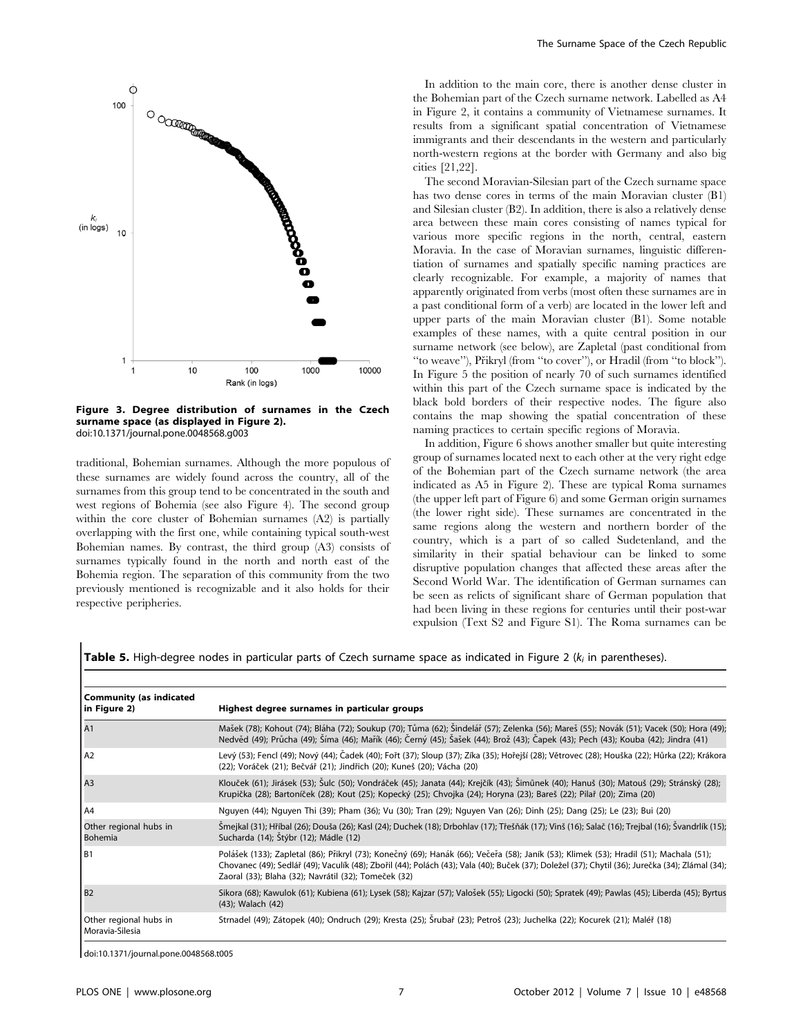**Figure 3. Degree distribution of surnames in the Czech surname space (as displayed in Figure 2).**
doi:10.1371/journal.pone.0048568.g003

traditional, Bohemian surnames. Although the more populous of these surnames are widely found across the country, all of the surnames from this group tend to be concentrated in the south and west regions of Bohemia (see also Figure 4). The second group within the core cluster of Bohemian surnames (A2) is partially overlapping with the first one, while containing typical south-west Bohemian names. By contrast, the third group (A3) consists of surnames typically found in the north and north east of the Bohemia region. The separation of this community from the two previously mentioned is recognizable and it also holds for their respective peripheries.

In addition to the main core, there is another dense cluster in the Bohemian part of the Czech surname network. Labelled as A4 in Figure 2, it contains a community of Vietnamese surnames. It results from a significant spatial concentration of Vietnamese immigrants and their descendants in the western and particularly north-western regions at the border with Germany and also big cities [21,22].

The second Moravian-Silesian part of the Czech surname space has two dense cores in terms of the main Moravian cluster (B1) and Silesian cluster (B2). In addition, there is also a relatively dense area between these main cores consisting of names typical for various more specific regions in the north, central, eastern Moravia. In the case of Moravian surnames, linguistic differentiation of surnames and spatially specific naming practices are clearly recognizable. For example, a majority of names that apparently originated from verbs (most often these surnames are in a past conditional form of a verb) are located in the lower left and upper parts of the main Moravian cluster (B1). Some notable examples of these names, with a quite central position in our surname network (see below), are Zapletal (past conditional from "to weave"), Přikryl (from "to cover"), or Hradil (from "to block"). In Figure 5 the position of nearly 70 of such surnames identified within this part of the Czech surname space is indicated by the black bold borders of their respective nodes. The figure also contains the map showing the spatial concentration of these naming practices to certain specific regions of Moravia.

In addition, Figure 6 shows another smaller but quite interesting group of surnames located next to each other at the very right edge of the Bohemian part of the Czech surname network (the area indicated as A5 in Figure 2). These are typical Roma surnames (the upper left part of Figure 6) and some German origin surnames (the lower right side). These surnames are concentrated in the same regions along the western and northern border of the country, which is a part of so called Sudetenland, and the similarity in their spatial behaviour can be linked to some disruptive population changes that affected these areas after the Second World War. The identification of German surnames can be seen as relicts of significant share of German population that had been living in these regions for centuries until their post-war expulsion (Text S2 and Figure S1). The Roma surnames can be

**Table 5.** High-degree nodes in particular parts of Czech surname space as indicated in Figure 2 ($k_i$ in parentheses).

| Community (as indicated in Figure 2) | Highest degree surnames in particular groups |
|---|---|
| A1 | Mašek (78); Kohout (74); Bláha (72); Soukup (70); Tůma (62); Šindelář (57); Zelenka (56); Mareš (55); Novák (51); Vacek (50); Hora (49); Nedvěd (49); Průcha (49); Šíma (46); Mařík (46); Černý (45); Šašek (44); Brož (43); Čapek (43); Pech (43); Kouba (42); Jindra (41) |
| A2 | Levý (53); Fencl (49); Nový (44); Čadek (40); Fořt (37); Sloup (37); Zíka (35); Hořejší (28); Větrovec (28); Houška (22); Hůrka (22); Krákora (22); Voráček (21); Bečvář (21); Jindřich (20); Kuneš (20); Vácha (20) |
| A3 | Klouček (61); Jirásek (53); Šulc (50); Vondráček (45); Janata (44); Krejčík (43); Šimůnek (40); Hanuš (30); Matouš (29); Stránský (28); Krupička (28); Bartoníček (28); Kout (25); Kopecký (25); Chvojka (24); Horyna (23); Bareš (22); Pilař (20); Zima (20) |
| A4 | Nguyen (44); Nguyen Thi (39); Pham (36); Vu (30); Tran (29); Nguyen Van (26); Dinh (25); Dang (25); Le (23); Bui (20) |
| Other regional hubs in Bohemia | Šmejkal (31); Hříbal (26); Douša (26); Kasl (24); Duchek (18); Drbohlav (17); Třešňák (17); Vinš (16); Salač (16); Trejbal (16); Švandrlík (15); Sucharda (14); Štýbr (12); Mádle (12) |
| B1 | Polášek (133); Zapletal (86); Přikryl (73); Konečný (69); Hanák (66); Večeřa (58); Janík (53); Klimek (53); Hradil (51); Machala (51); Chovanec (49); Sedlář (49); Vaculík (48); Zbořil (44); Polách (43); Vala (40); Buček (37); Doležel (37); Chytil (36); Jurečka (34); Zlámal (34); Zaoral (33); Blaha (32); Navrátil (32); Tomeček (32) |
| B2 | Sikora (68); Kawulok (61); Kubiena (61); Lysek (58); Kajzar (57); Valošek (55); Ligocki (50); Spratek (49); Pawlas (45); Liberda (45); Byrtus (43); Walach (42) |
| Other regional hubs in Moravia-Silesia | Strnadel (49); Zátopek (40); Ondruch (29); Kresta (25); Šrubař (23); Petroš (23); Juchelka (22); Kocurek (21); Maléř (18) |

doi:10.1371/journal.pone.0048568.t005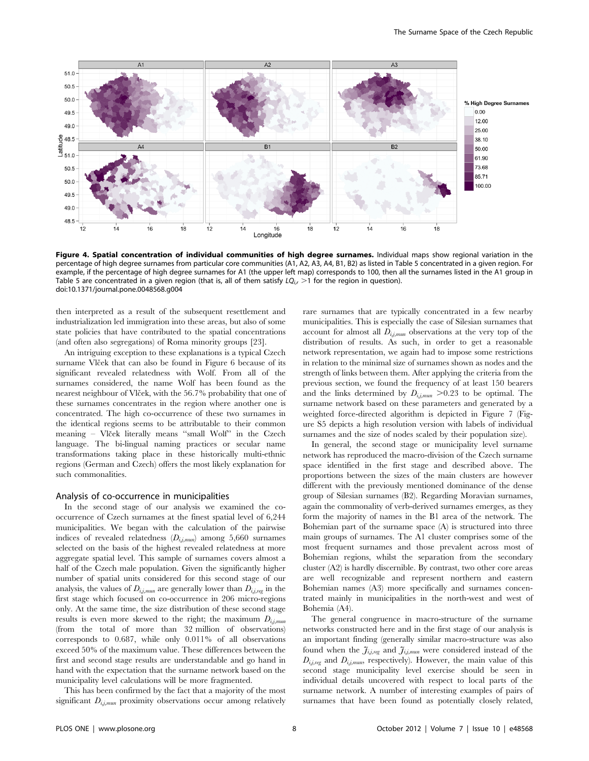**Figure 4. Spatial concentration of individual communities of high degree surnames.** Individual maps show regional variation in the percentage of high degree surnames from particular core communities (A1, A2, A3, A4, B1, B2) as listed in Table 5 concentrated in a given region. For example, if the percentage of high degree surnames for A1 (the upper left map) corresponds to 100, then all the surnames listed in the A1 group in Table 5 are concentrated in a given region (that is, all of them satisfy $LQ_{i,r} > 1$ for the region in question).
doi:10.1371/journal.pone.0048568.g004

then interpreted as a result of the subsequent resettlement and industrialization led immigration into these areas, but also of some state policies that have contributed to the spatial concentrations (and often also segregations) of Roma minority groups [23].

An intriguing exception to these explanations is a typical Czech surname Vlček that can also be found in Figure 6 because of its significant revealed relatedness with Wolf. From all of the surnames considered, the name Wolf has been found as the nearest neighbour of Vlček, with the 56.7% probability that one of these surnames concentrates in the region where another one is concentrated. The high co-occurrence of these two surnames in the identical regions seems to be attributable to their common meaning – Vlček literally means ''small Wolf'' in the Czech language. The bi-lingual naming practices or secular name transformations taking place in these historically multi-ethnic regions (German and Czech) offers the most likely explanation for such commonalities.

## Analysis of co-occurrence in municipalities

In the second stage of our analysis we examined the co-occurrence of Czech surnames at the finest spatial level of 6,244 municipalities. We began with the calculation of the pairwise indices of revealed relatedness ($D_{i,j,mun}$) among 5,660 surnames selected on the basis of the highest revealed relatedness at more aggregate spatial level. This sample of surnames covers almost a half of the Czech male population. Given the significantly higher number of spatial units considered for this second stage of our analysis, the values of $D_{i,j,mun}$ are generally lower than $D_{i,j,reg}$ in the first stage which focused on co-occurrence in 206 micro-regions only. At the same time, the size distribution of these second stage results is even more skewed to the right; the maximum $D_{i,j,mun}$ (from the total of more than 32 million of observations) corresponds to 0.687, while only 0.011% of all observations exceed 50% of the maximum value. These differences between the first and second stage results are understandable and go hand in hand with the expectation that the surname network based on the municipality level calculations will be more fragmented.

This has been confirmed by the fact that a majority of the most significant $D_{i,j,mun}$ proximity observations occur among relatively rare surnames that are typically concentrated in a few nearby municipalities. This is especially the case of Silesian surnames that account for almost all $D_{i,j,mun}$ observations at the very top of the distribution of results. As such, in order to get a reasonable network representation, we again had to impose some restrictions in relation to the minimal size of surnames shown as nodes and the strength of links between them. After applying the criteria from the previous section, we found the frequency of at least 150 bearers and the links determined by $D_{i,j,mun} > 0.23$ to be optimal. The surname network based on these parameters and generated by a weighted force-directed algorithm is depicted in Figure 7 (Figure S5 depicts a high resolution version with labels of individual surnames and the size of nodes scaled by their population size).

In general, the second stage or municipality level surname network has reproduced the macro-division of the Czech surname space identified in the first stage and described above. The proportions between the sizes of the main clusters are however different with the previously mentioned dominance of the dense group of Silesian surnames (B2). Regarding Moravian surnames, again the commonality of verb-derived surnames emerges, as they form the majority of names in the B1 area of the network. The Bohemian part of the surname space (A) is structured into three main groups of surnames. The A1 cluster comprises some of the most frequent surnames and those prevalent across most of Bohemian regions, whilst the separation from the secondary cluster (A2) is hardly discernible. By contrast, two other core areas are well recognizable and represent northern and eastern Bohemian names (A3) more specifically and surnames concentrated mainly in municipalities in the north-west and west of Bohemia (A4).

The general congruence in macro-structure of the surname networks constructed here and in the first stage of our analysis is an important finding (generally similar macro-structure was also found when the $\mathcal{J}_{i,j,reg}$ and $\mathcal{J}_{i,j,mun}$ were considered instead of the $D_{i,j,reg}$ and $D_{i,j,mun}$, respectively). However, the main value of this second stage municipality level exercise should be seen in individual details uncovered with respect to local parts of the surname network. A number of interesting examples of pairs of surnames that have been found as potentially closely related,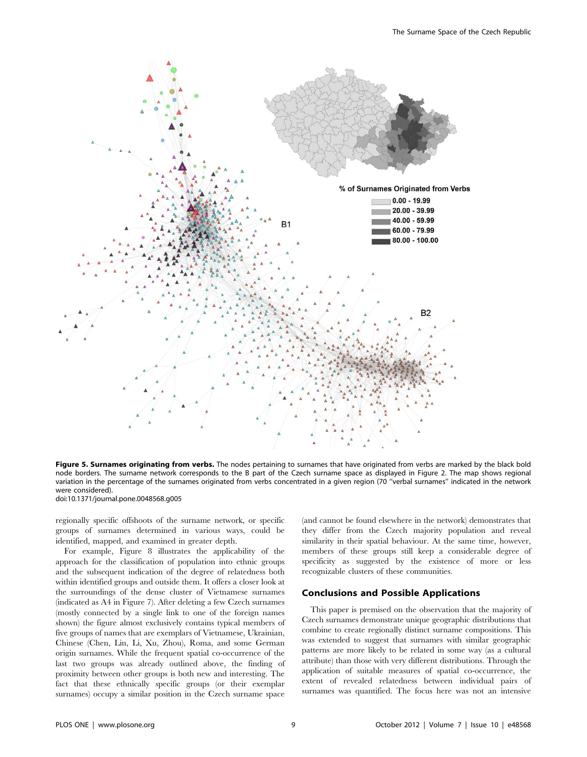**Figure 5. Surnames originating from verbs.** The nodes pertaining to surnames that have originated from verbs are marked by the black bold node borders. The surname network corresponds to the B part of the Czech surname space as displayed in Figure 2. The map shows regional variation in the percentage of the surnames originated from verbs concentrated in a given region (70 "verbal surnames" indicated in the network were considered).
doi:10.1371/journal.pone.0048568.g005

regionally specific offshoots of the surname network, or specific groups of surnames determined in various ways, could be identified, mapped, and examined in greater depth.

For example, Figure 8 illustrates the applicability of the approach for the classification of population into ethnic groups and the subsequent indication of the degree of relatedness both within identified groups and outside them. It offers a closer look at the surroundings of the dense cluster of Vietnamese surnames (indicated as A4 in Figure 7). After deleting a few Czech surnames (mostly connected by a single link to one of the foreign names shown) the figure almost exclusively contains typical members of five groups of names that are exemplars of Vietnamese, Ukrainian, Chinese (Chen, Lin, Li, Xu, Zhou), Roma, and some German origin surnames. While the frequent spatial co-occurrence of the last two groups was already outlined above, the finding of proximity between other groups is both new and interesting. The fact that these ethnically specific groups (or their exemplar surnames) occupy a similar position in the Czech surname space (and cannot be found elsewhere in the network) demonstrates that they differ from the Czech majority population and reveal similarity in their spatial behaviour. At the same time, however, members of these groups still keep a considerable degree of specificity as suggested by the existence of more or less recognizable clusters of these communities.

## Conclusions and Possible Applications

This paper is premised on the observation that the majority of Czech surnames demonstrate unique geographic distributions that combine to create regionally distinct surname compositions. This was extended to suggest that surnames with similar geographic patterns are more likely to be related in some way (as a cultural attribute) than those with very different distributions. Through the application of suitable measures of spatial co-occurrence, the extent of revealed relatedness between individual pairs of surnames was quantified. The focus here was not an intensive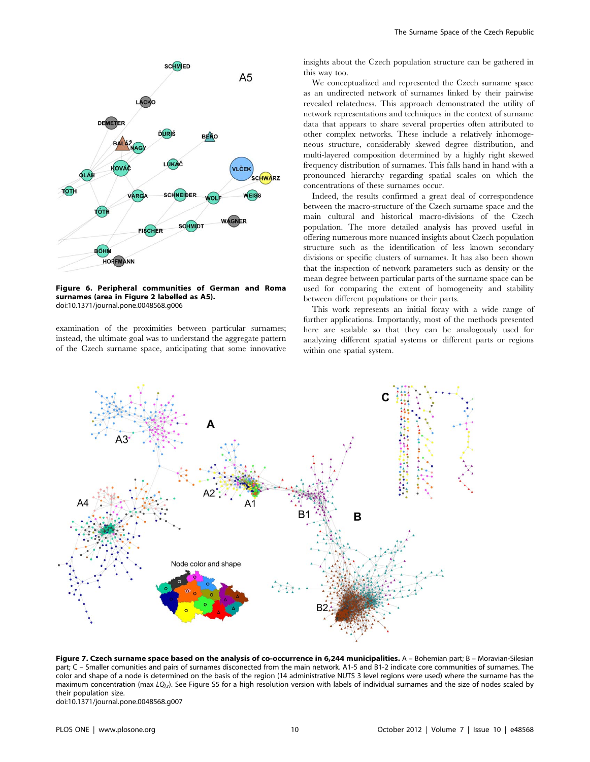Figure 6. Peripheral communities of German and Roma surnames (area in Figure 2 labelled as A5).
doi:10.1371/journal.pone.0048568.g006

examination of the proximities between particular surnames; instead, the ultimate goal was to understand the aggregate pattern of the Czech surname space, anticipating that some innovative insights about the Czech population structure can be gathered in this way too.

We conceptualized and represented the Czech surname space as an undirected network of surnames linked by their pairwise revealed relatedness. This approach demonstrated the utility of network representations and techniques in the context of surname data that appears to share several properties often attributed to other complex networks. These include a relatively inhomogeneous structure, considerably skewed degree distribution, and multi-layered composition determined by a highly right skewed frequency distribution of surnames. This falls hand in hand with a pronounced hierarchy regarding spatial scales on which the concentrations of these surnames occur.

Indeed, the results confirmed a great deal of correspondence between the macro-structure of the Czech surname space and the main cultural and historical macro-divisions of the Czech population. The more detailed analysis has proved useful in offering numerous more nuanced insights about Czech population structure such as the identification of less known secondary divisions or specific clusters of surnames. It has also been shown that the inspection of network parameters such as density or the mean degree between particular parts of the surname space can be used for comparing the extent of homogeneity and stability between different populations or their parts.

This work represents an initial foray with a wide range of further applications. Importantly, most of the methods presented here are scalable so that they can be analogously used for analyzing different spatial systems or different parts or regions within one spatial system.

Figure 7. Czech surname space based on the analysis of co-occurrence in 6,244 municipalities. A – Bohemian part; B – Moravian-Silesian part; C – Smaller comunities and pairs of surnames disconected from the main network. A1-5 and B1-2 indicate core communities of surnames. The color and shape of a node is determined on the basis of the region (14 administrative NUTS 3 level regions were used) where the surname has the maximum concentration (max $LQ_{i,r}$). See Figure S5 for a high resolution version with labels of individual surnames and the size of nodes scaled by their population size.
doi:10.1371/journal.pone.0048568.g007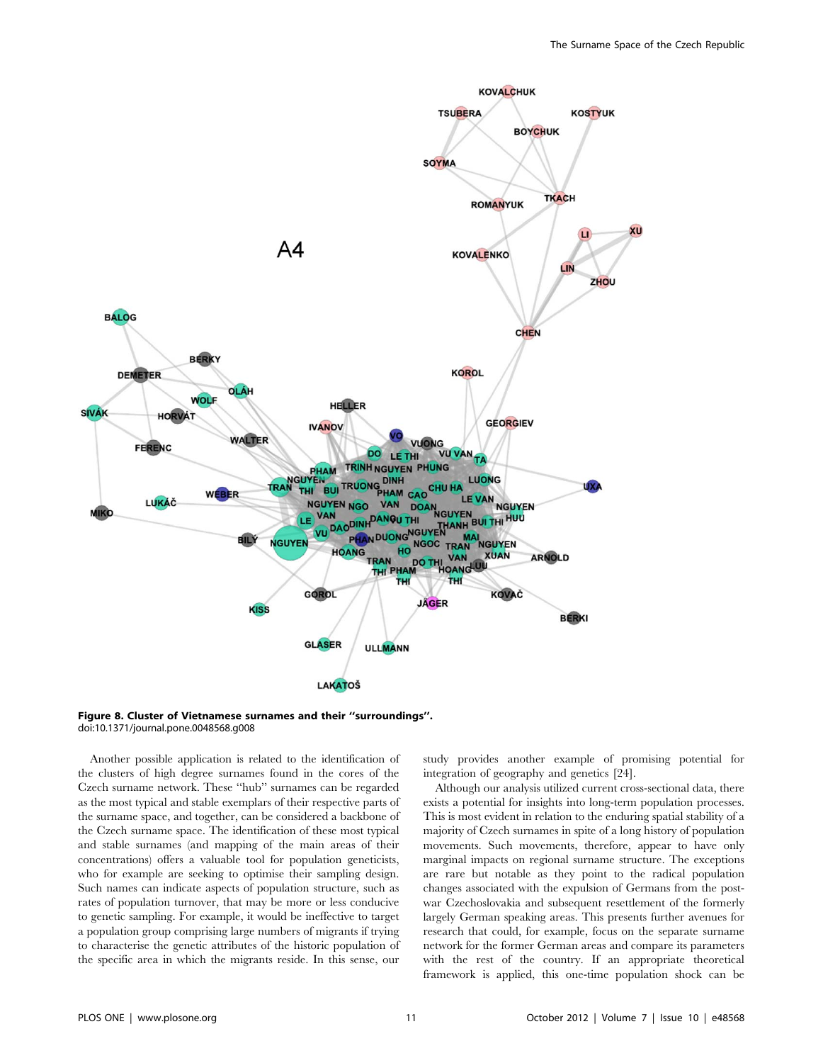**Figure 8. Cluster of Vietnamese surnames and their ''surroundings''.**
doi:10.1371/journal.pone.0048568.g008

Another possible application is related to the identification of the clusters of high degree surnames found in the cores of the Czech surname network. These ''hub'' surnames can be regarded as the most typical and stable exemplars of their respective parts of the surname space, and together, can be considered a backbone of the Czech surname space. The identification of these most typical and stable surnames (and mapping of the main areas of their concentrations) offers a valuable tool for population geneticists, who for example are seeking to optimise their sampling design. Such names can indicate aspects of population structure, such as rates of population turnover, that may be more or less conducive to genetic sampling. For example, it would be ineffective to target a population group comprising large numbers of migrants if trying to characterise the genetic attributes of the historic population of the specific area in which the migrants reside. In this sense, our study provides another example of promising potential for integration of geography and genetics [24].

Although our analysis utilized current cross-sectional data, there exists a potential for insights into long-term population processes. This is most evident in relation to the enduring spatial stability of a majority of Czech surnames in spite of a long history of population movements. Such movements, therefore, appear to have only marginal impacts on regional surname structure. The exceptions are rare but notable as they point to the radical population changes associated with the expulsion of Germans from the post-war Czechoslovakia and subsequent resettlement of the formerly largely German speaking areas. This presents further avenues for research that could, for example, focus on the separate surname network for the former German areas and compare its parameters with the rest of the country. If an appropriate theoretical framework is applied, this one-time population shock can be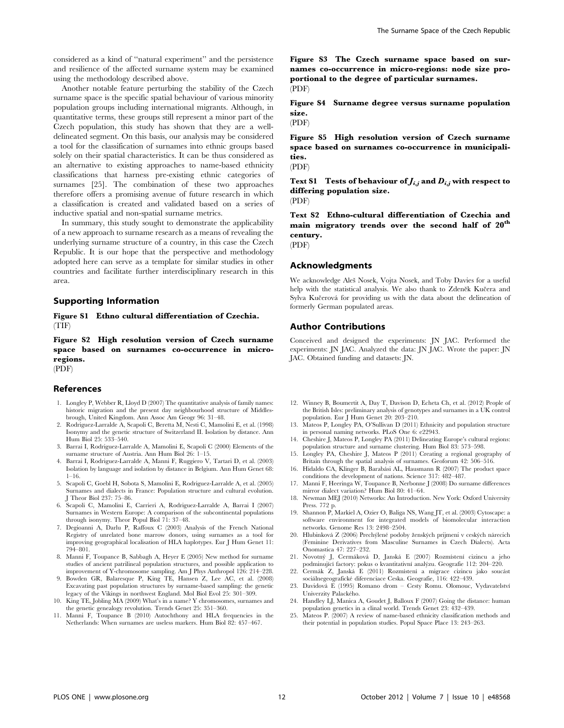considered as a kind of ''natural experiment'' and the persistence and resilience of the affected surname system may be examined using the methodology described above.

Another notable feature perturbing the stability of the Czech surname space is the specific spatial behaviour of various minority population groups including international migrants. Although, in quantitative terms, these groups still represent a minor part of the Czech population, this study has shown that they are a well-delineated segment. On this basis, our analysis may be considered a tool for the classification of surnames into ethnic groups based solely on their spatial characteristics. It can be thus considered as an alternative to existing approaches to name-based ethnicity classifications that harness pre-existing ethnic categories of surnames [25]. The combination of these two approaches therefore offers a promising avenue of future research in which a classification is created and validated based on a series of inductive spatial and non-spatial surname metrics.

In summary, this study sought to demonstrate the applicability of a new approach to surname research as a means of revealing the underlying surname structure of a country, in this case the Czech Republic. It is our hope that the perspective and methodology adopted here can serve as a template for similar studies in other countries and facilitate further interdisciplinary research in this area.

## Supporting Information

**Figure S1 Ethno cultural differentiation of Czechia.**
(TIF)

**Figure S2 High resolution version of Czech surname space based on surnames co-occurrence in micro-regions.**
(PDF)

**Figure S3 The Czech surname space based on surnames co-occurrence in micro-regions: node size proportional to the degree of particular surnames.**
(PDF)

**Figure S4 Surname degree versus surname population size.**
(PDF)

**Figure S5 High resolution version of Czech surname space based on surnames co-occurrence in municipalities.**
(PDF)

**Text S1 Tests of behaviour of $J_{i,j}$ and $D_{i,j}$ with respect to differing population size.**
(PDF)

**Text S2 Ethno-cultural differentiation of Czechia and main migratory trends over the second half of $20^{th}$ century.**
(PDF)

## Acknowledgments

We acknowledge Aleš Nosek, Vojta Nosek, and Toby Davies for a useful help with the statistical analysis. We also thank to Zdeněk Kučera and Sylva Kučerová for providing us with the data about the delineation of formerly German populated areas.

## Author Contributions

Conceived and designed the experiments: JN JAC. Performed the experiments: JN JAC. Analyzed the data: JN JAC. Wrote the paper: JN JAC. Obtained funding and datasets: JN.

## References

1. Longley P, Webber R, Lloyd D (2007) The quantitative analysis of family names: historic migration and the present day neighbourhood structure of Middlesbrough, United Kingdom. Ann Assoc Am Geogr 96: 31–48.
2. Rodriguez-Larralde A, Scapoli C, Beretta M, Nesti C, Mamolini E, et al. (1998) Isonymy and the genetic structure of Switzerland II. Isolation by distance. Ann Hum Biol 25: 533–540.
3. Barrai I, Rodriguez-Larralde A, Mamolini E, Scapoli C (2000) Elements of the surname structure of Austria. Ann Hum Biol 26: 1–15.
4. Barrai I, Rodriguez-Larralde A, Manni F, Ruggiero V, Tartari D, et al. (2003) Isolation by language and isolation by distance in Belgium. Ann Hum Genet 68: 1–16.
5. Scapoli C, Goebl H, Sobota S, Mamolini E, Rodriguez-Larralde A, et al. (2005) Surnames and dialects in France: Population structure and cultural evolution. J Theor Biol 237: 75–86.
6. Scapoli C, Mamolini E, Carrieri A, Rodriguez-Larralde A, Barrai I (2007) Surnames in Western Europe: A comparison of the subcontinental populations through isonymy. Theor Popul Biol 71: 37–48.
7. Degioanni A, Darlu P, Raffoux C (2003) Analysis of the French National Registry of unrelated bone marrow donors, using surnames as a tool for improving geographical localisation of HLA haplotypes. Eur J Hum Genet 11: 794–801.
8. Manni F, Toupance B, Sabbagh A, Heyer E (2005) New method for surname studies of ancient patrilineal population structures, and possible application to improvement of Y-chromosome sampling. Am J Phys Anthropol 126: 214–228.
9. Bowden GR, Balaresque P, King TE, Hansen Z, Lee AC, et al. (2008) Excavating past population structures by surname-based sampling: the genetic legacy of the Vikings in northwest England. Mol Biol Evol 25: 301–309.
10. King TE, Jobling MA (2009) What's in a name? Y chromosomes, surnames and the genetic genealogy revolution. Trends Genet 25: 351–360.
11. Manni F, Toupance B (2010) Autochthony and HLA frequencies in the Netherlands: When surnames are useless markers. Hum Biol 82: 457–467.
12. Winney B, Boumertit A, Day T, Davison D, Echeta Ch, et al. (2012) People of the British Isles: preliminary analysis of genotypes and surnames in a UK control population. Eur J Hum Genet 20: 203–210.
13. Mateos P, Longley PA, O'Sullivan D (2011) Ethnicity and population structure in personal naming networks. PLoS One 6: e22943.
14. Cheshire J, Mateos P, Longley PA (2011) Delineating Europe's cultural regions: population structure and surname clustering. Hum Biol 83: 573–598.
15. Longley PA, Cheshire J, Mateos P (2011) Creating a regional geography of Britain through the spatial analysis of surnames. Geoforum 42: 506–516.
16. Hidaldo CA, Klinger B, Barabási AL, Hausmann R (2007) The product space conditions the development of nations. Science 317: 482–487.
17. Manni F, Heeringa W, Toupance B, Nerbonne J (2008) Do surname differences mirror dialect variation? Hum Biol 80: 41–64.
18. Newman MEJ (2010) Networks: An Introduction. New York: Oxford University Press. 772 p.
19. Shannon P, Markiel A, Ozier O, Baliga NS, Wang JT, et al. (2003) Cytoscape: a software environment for integrated models of biomolecular interaction networks. Genome Res 13: 2498–2504.
20. Hlubinková Z (2006) Prechýlené podoby ženských příjmení v ceských nárecích (Feminine Derivatives from Masculine Surnames in Czech Dialects). Acta Onomastica 47: 227–232.
21. Novotný J, Cermáková D, Janská E (2007) Rozmístení cizincu a jeho podmiňující factory: pokus o kvantitativní analýzu. Geografie 112: 204–220.
22. Cermák Z, Janská E (2011) Rozmístení a migrace cizincu jako soucást sociálnegeografické diferenciace Ceska. Geografie, 116: 422–439.
23. Davidová E (1995) Romano drom – Cesty Romu. Olomouc, Vydavatelství Univerzity Palackého.
24. Handley LJ, Manica A, Goudet J, Balloux F (2007) Going the distance: human population genetics in a clinal world. Trends Genet 23: 432–439.
25. Mateos P. (2007) A review of name-based ethnicity classification methods and their potential in population studies. Popul Space Place 13: 243–263.